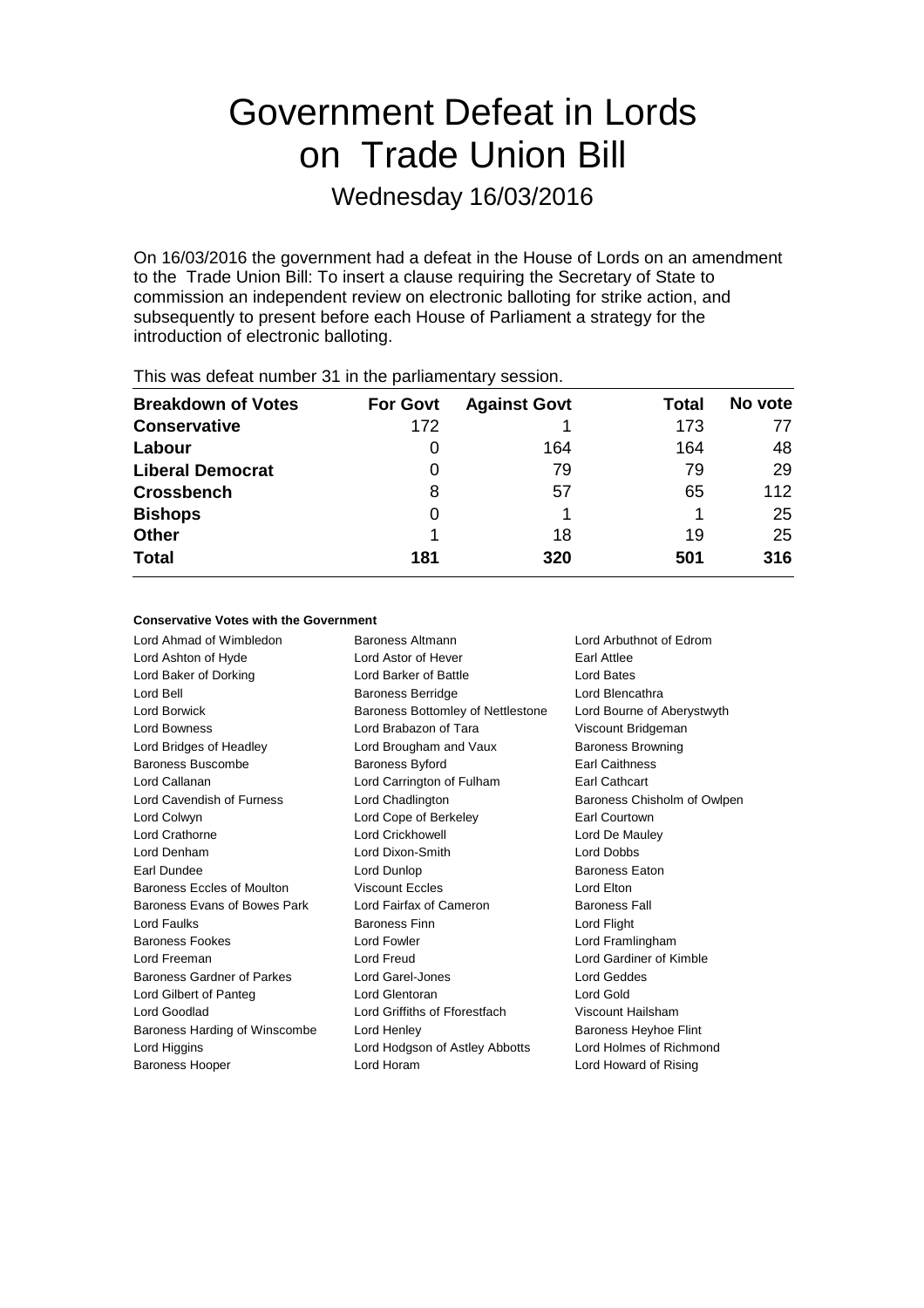# Government Defeat in Lords on Trade Union Bill

## Wednesday 16/03/2016

On 16/03/2016 the government had a defeat in the House of Lords on an amendment to the Trade Union Bill: To insert a clause requiring the Secretary of State to commission an independent review on electronic balloting for strike action, and subsequently to present before each House of Parliament a strategy for the introduction of electronic balloting.

This was defeat number 31 in the parliamentary session.

| Breakdown of Votes | For Govt | Against Govt | Total | No vote |
|---|---|---|---|---|
| **Conservative** | 172 | 1 | 173 | 77 |
| **Labour** | 0 | 164 | 164 | 48 |
| **Liberal Democrat** | 0 | 79 | 79 | 29 |
| **Crossbench** | 8 | 57 | 65 | 112 |
| **Bishops** | 0 | 1 | 1 | 25 |
| **Other** | 1 | 18 | 19 | 25 |
| **Total** | **181** | **320** | **501** | **316** |

**Conservative Votes with the Government**

Lord Ahmad of Wimbledon
Baroness Altmann
Lord Arbuthnot of Edrom
Lord Ashton of Hyde
Lord Astor of Hever
Earl Attlee
Lord Baker of Dorking
Lord Barker of Battle
Lord Bates
Lord Bell
Baroness Berridge
Lord Blencathra
Lord Borwick
Baroness Bottomley of Nettlestone
Lord Bourne of Aberystwyth
Lord Bowness
Lord Brabazon of Tara
Viscount Bridgeman
Lord Bridges of Headley
Lord Brougham and Vaux
Baroness Browning
Baroness Buscombe
Baroness Byford
Earl Caithness
Lord Callanan
Lord Carrington of Fulham
Earl Cathcart
Lord Cavendish of Furness
Lord Chadlington
Baroness Chisholm of Owlpen
Lord Colwyn
Lord Cope of Berkeley
Earl Courtown
Lord Crathorne
Lord Crickhowell
Lord De Mauley
Lord Denham
Lord Dixon-Smith
Lord Dobbs
Earl Dundee
Lord Dunlop
Baroness Eaton
Baroness Eccles of Moulton
Viscount Eccles
Lord Elton
Baroness Evans of Bowes Park
Lord Fairfax of Cameron
Baroness Fall
Lord Faulks
Baroness Finn
Lord Flight
Baroness Fookes
Lord Fowler
Lord Framlingham
Lord Freeman
Lord Freud
Lord Gardiner of Kimble
Baroness Gardner of Parkes
Lord Garel-Jones
Lord Geddes
Lord Gilbert of Panteg
Lord Glentoran
Lord Gold
Lord Goodlad
Lord Griffiths of Fforestfach
Viscount Hailsham
Baroness Harding of Winscombe
Lord Henley
Baroness Heyhoe Flint
Lord Higgins
Lord Hodgson of Astley Abbotts
Lord Holmes of Richmond
Baroness Hooper
Lord Horam
Lord Howard of Rising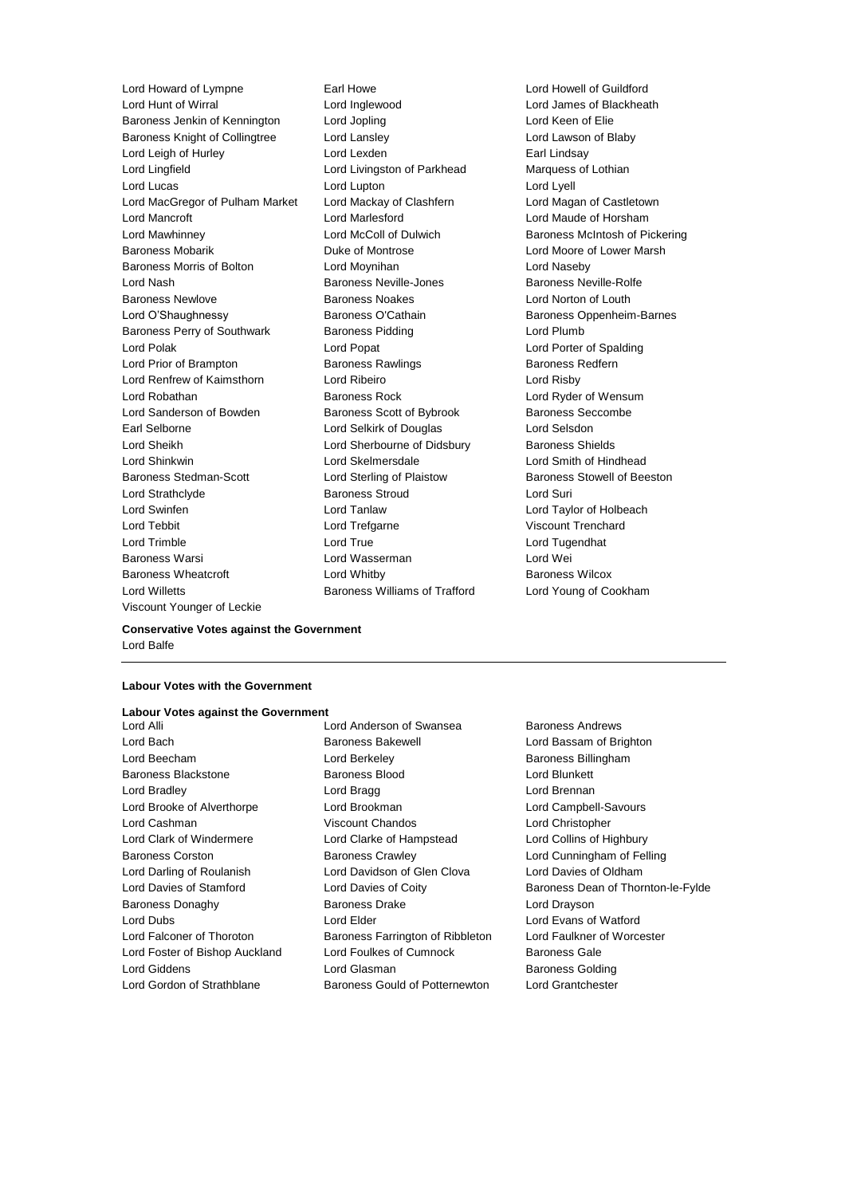Lord Howard of Lympne
Earl Howe
Lord Howell of Guildford
Lord Hunt of Wirral
Lord Inglewood
Lord James of Blackheath
Baroness Jenkin of Kennington
Lord Jopling
Lord Keen of Elie
Baroness Knight of Collingtree
Lord Lansley
Lord Lawson of Blaby
Lord Leigh of Hurley
Lord Lexden
Earl Lindsay
Lord Lingfield
Lord Livingston of Parkhead
Marquess of Lothian
Lord Lucas
Lord Lupton
Lord Lyell
Lord MacGregor of Pulham Market
Lord Mackay of Clashfern
Lord Magan of Castletown
Lord Mancroft
Lord Marlesford
Lord Maude of Horsham
Lord Mawhinney
Lord McColl of Dulwich
Baroness McIntosh of Pickering
Baroness Mobarik
Duke of Montrose
Lord Moore of Lower Marsh
Baroness Morris of Bolton
Lord Moynihan
Lord Naseby
Lord Nash
Baroness Neville-Jones
Baroness Neville-Rolfe
Baroness Newlove
Baroness Noakes
Lord Norton of Louth
Lord O'Shaughnessy
Baroness O'Cathain
Baroness Oppenheim-Barnes
Baroness Perry of Southwark
Baroness Pidding
Lord Plumb
Lord Polak
Lord Popat
Lord Porter of Spalding
Lord Prior of Brampton
Baroness Rawlings
Baroness Redfern
Lord Renfrew of Kaimsthorn
Lord Ribeiro
Lord Risby
Lord Robathan
Baroness Rock
Lord Ryder of Wensum
Lord Sanderson of Bowden
Baroness Scott of Bybrook
Baroness Seccombe
Earl Selborne
Lord Selkirk of Douglas
Lord Selsdon
Lord Sheikh
Lord Sherbourne of Didsbury
Baroness Shields
Lord Shinkwin
Lord Skelmersdale
Lord Smith of Hindhead
Baroness Stedman-Scott
Lord Sterling of Plaistow
Baroness Stowell of Beeston
Lord Strathclyde
Baroness Stroud
Lord Suri
Lord Swinfen
Lord Tanlaw
Lord Taylor of Holbeach
Lord Tebbit
Lord Trefgarne
Viscount Trenchard
Lord Trimble
Lord True
Lord Tugendhat
Baroness Warsi
Lord Wasserman
Lord Wei
Baroness Wheatcroft
Lord Whitby
Baroness Wilcox
Lord Willetts
Baroness Williams of Trafford
Lord Young of Cookham
Viscount Younger of Leckie

**Conservative Votes against the Government**

Lord Balfe

---

**Labour Votes with the Government**

**Labour Votes against the Government**

Lord Alli
Lord Anderson of Swansea
Baroness Andrews
Lord Bach
Baroness Bakewell
Lord Bassam of Brighton
Lord Beecham
Lord Berkeley
Baroness Billingham
Baroness Blackstone
Baroness Blood
Lord Blunkett
Lord Bradley
Lord Bragg
Lord Brennan
Lord Brooke of Alverthorpe
Lord Brookman
Lord Campbell-Savours
Lord Cashman
Viscount Chandos
Lord Christopher
Lord Clark of Windermere
Lord Clarke of Hampstead
Lord Collins of Highbury
Baroness Corston
Baroness Crawley
Lord Cunningham of Felling
Lord Darling of Roulanish
Lord Davidson of Glen Clova
Lord Davies of Oldham
Lord Davies of Stamford
Lord Davies of Coity
Baroness Dean of Thornton-le-Fylde
Baroness Donaghy
Baroness Drake
Lord Drayson
Lord Dubs
Lord Elder
Lord Evans of Watford
Lord Falconer of Thoroton
Baroness Farrington of Ribbleton
Lord Faulkner of Worcester
Lord Foster of Bishop Auckland
Lord Foulkes of Cumnock
Baroness Gale
Lord Giddens
Lord Glasman
Baroness Golding
Lord Gordon of Strathblane
Baroness Gould of Potternewton
Lord Grantchester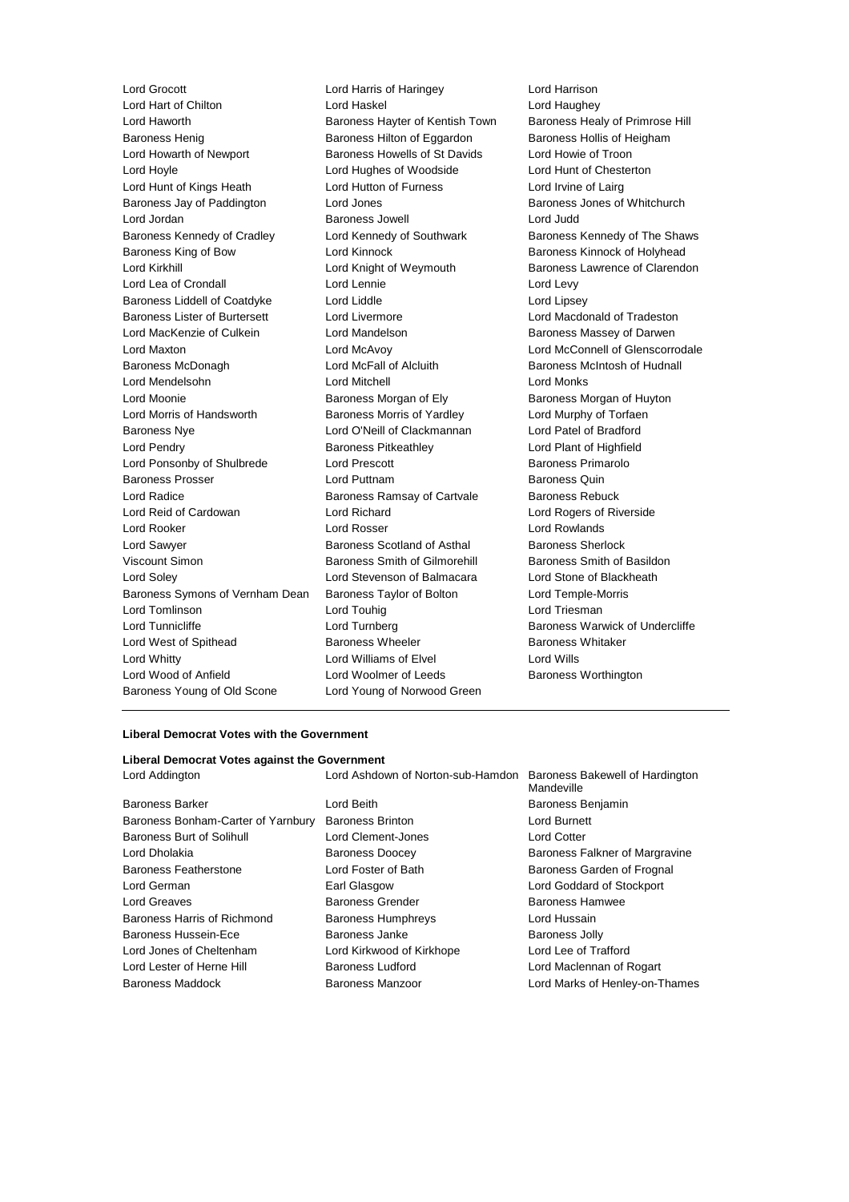Lord Grocott
Lord Harris of Haringey
Lord Harrison
Lord Hart of Chilton
Lord Haskel
Lord Haughey
Lord Haworth
Baroness Hayter of Kentish Town
Baroness Healy of Primrose Hill
Baroness Henig
Baroness Hilton of Eggardon
Baroness Hollis of Heigham
Lord Howarth of Newport
Baroness Howells of St Davids
Lord Howie of Troon
Lord Hoyle
Lord Hughes of Woodside
Lord Hunt of Chesterton
Lord Hunt of Kings Heath
Lord Hutton of Furness
Lord Irvine of Lairg
Baroness Jay of Paddington
Lord Jones
Baroness Jones of Whitchurch
Lord Jordan
Baroness Jowell
Lord Judd
Baroness Kennedy of Cradley
Lord Kennedy of Southwark
Baroness Kennedy of The Shaws
Baroness King of Bow
Lord Kinnock
Baroness Kinnock of Holyhead
Lord Kirkhill
Lord Knight of Weymouth
Baroness Lawrence of Clarendon
Lord Lea of Crondall
Lord Lennie
Lord Levy
Baroness Liddell of Coatdyke
Lord Liddle
Lord Lipsey
Baroness Lister of Burtersett
Lord Livermore
Lord Macdonald of Tradeston
Lord MacKenzie of Culkein
Lord Mandelson
Baroness Massey of Darwen
Lord Maxton
Lord McAvoy
Lord McConnell of Glenscorrodale
Baroness McDonagh
Lord McFall of Alcluith
Baroness McIntosh of Hudnall
Lord Mendelsohn
Lord Mitchell
Lord Monks
Lord Moonie
Baroness Morgan of Ely
Baroness Morgan of Huyton
Lord Morris of Handsworth
Baroness Morris of Yardley
Lord Murphy of Torfaen
Baroness Nye
Lord O'Neill of Clackmannan
Lord Patel of Bradford
Lord Pendry
Baroness Pitkeathley
Lord Plant of Highfield
Lord Ponsonby of Shulbrede
Lord Prescott
Baroness Primarolo
Baroness Prosser
Lord Puttnam
Baroness Quin
Lord Radice
Baroness Ramsay of Cartvale
Baroness Rebuck
Lord Reid of Cardowan
Lord Richard
Lord Rogers of Riverside
Lord Rooker
Lord Rosser
Lord Rowlands
Lord Sawyer
Baroness Scotland of Asthal
Baroness Sherlock
Viscount Simon
Baroness Smith of Gilmorehill
Baroness Smith of Basildon
Lord Soley
Lord Stevenson of Balmacara
Lord Stone of Blackheath
Baroness Symons of Vernham Dean
Baroness Taylor of Bolton
Lord Temple-Morris
Lord Tomlinson
Lord Touhig
Lord Triesman
Lord Tunnicliffe
Lord Turnberg
Baroness Warwick of Undercliffe
Lord West of Spithead
Baroness Wheeler
Baroness Whitaker
Lord Whitty
Lord Williams of Elvel
Lord Wills
Lord Wood of Anfield
Lord Woolmer of Leeds
Baroness Worthington
Baroness Young of Old Scone
Lord Young of Norwood Green

---

**Liberal Democrat Votes with the Government**

**Liberal Democrat Votes against the Government**

Lord Addington
Lord Ashdown of Norton-sub-Hamdon
Baroness Bakewell of Hardington Mandeville
Baroness Barker
Lord Beith
Baroness Benjamin
Baroness Bonham-Carter of Yarnbury
Baroness Brinton
Lord Burnett
Baroness Burt of Solihull
Lord Clement-Jones
Lord Cotter
Lord Dholakia
Baroness Doocey
Baroness Falkner of Margravine
Baroness Featherstone
Lord Foster of Bath
Baroness Garden of Frognal
Lord German
Earl Glasgow
Lord Goddard of Stockport
Lord Greaves
Baroness Grender
Baroness Hamwee
Baroness Harris of Richmond
Baroness Humphreys
Lord Hussain
Baroness Hussein-Ece
Baroness Janke
Baroness Jolly
Lord Jones of Cheltenham
Lord Kirkwood of Kirkhope
Lord Lee of Trafford
Lord Lester of Herne Hill
Baroness Ludford
Lord Maclennan of Rogart
Baroness Maddock
Baroness Manzoor
Lord Marks of Henley-on-Thames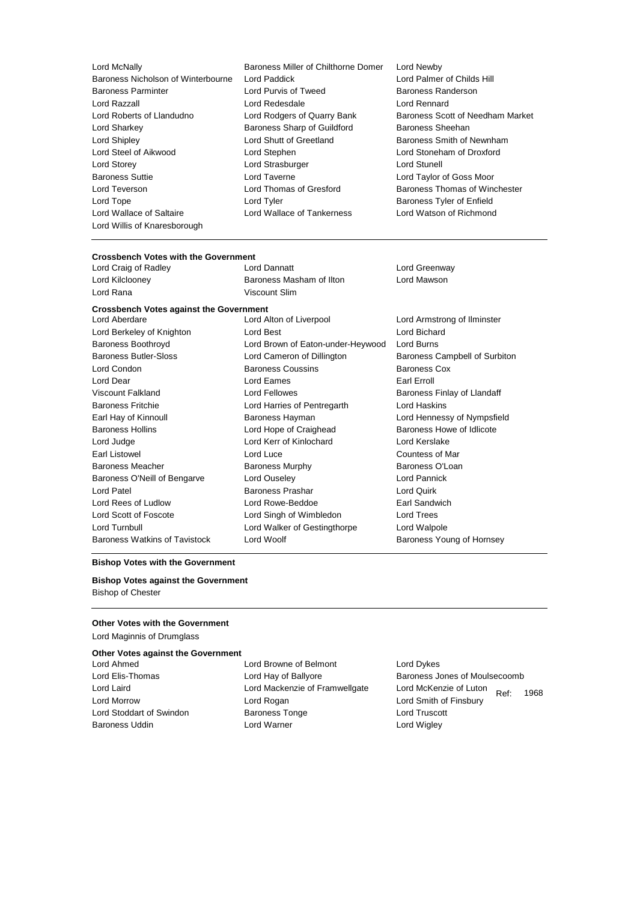Lord McNally
Baroness Miller of Chilthorne Domer
Lord Newby
Baroness Nicholson of Winterbourne
Lord Paddick
Lord Palmer of Childs Hill
Baroness Parminter
Lord Purvis of Tweed
Baroness Randerson
Lord Razzall
Lord Redesdale
Lord Rennard
Lord Roberts of Llandudno
Lord Rodgers of Quarry Bank
Baroness Scott of Needham Market
Lord Sharkey
Baroness Sharp of Guildford
Baroness Sheehan
Lord Shipley
Lord Shutt of Greetland
Baroness Smith of Newnham
Lord Steel of Aikwood
Lord Stephen
Lord Stoneham of Droxford
Lord Storey
Lord Strasburger
Lord Stunell
Baroness Suttie
Lord Taverne
Lord Taylor of Goss Moor
Lord Teverson
Lord Thomas of Gresford
Baroness Thomas of Winchester
Lord Tope
Lord Tyler
Baroness Tyler of Enfield
Lord Wallace of Saltaire
Lord Wallace of Tankerness
Lord Watson of Richmond
Lord Willis of Knaresborough

**Crossbench Votes with the Government**

Lord Craig of Radley
Lord Dannatt
Lord Greenway
Lord Kilclooney
Baroness Masham of Ilton
Lord Mawson
Lord Rana
Viscount Slim

**Crossbench Votes against the Government**

Lord Aberdare
Lord Alton of Liverpool
Lord Armstrong of Ilminster
Lord Berkeley of Knighton
Lord Best
Lord Bichard
Baroness Boothroyd
Lord Brown of Eaton-under-Heywood
Lord Burns
Baroness Butler-Sloss
Lord Cameron of Dillington
Baroness Campbell of Surbiton
Lord Condon
Baroness Coussins
Baroness Cox
Lord Dear
Lord Eames
Earl Erroll
Viscount Falkland
Lord Fellowes
Baroness Finlay of Llandaff
Baroness Fritchie
Lord Harries of Pentregarth
Lord Haskins
Earl Hay of Kinnoull
Baroness Hayman
Lord Hennessy of Nympsfield
Baroness Hollins
Lord Hope of Craighead
Baroness Howe of Idlicote
Lord Judge
Lord Kerr of Kinlochard
Lord Kerslake
Earl Listowel
Lord Luce
Countess of Mar
Baroness Meacher
Baroness Murphy
Baroness O'Loan
Baroness O'Neill of Bengarve
Lord Ouseley
Lord Pannick
Lord Patel
Baroness Prashar
Lord Quirk
Lord Rees of Ludlow
Lord Rowe-Beddoe
Earl Sandwich
Lord Scott of Foscote
Lord Singh of Wimbledon
Lord Trees
Lord Turnbull
Lord Walker of Gestingthorpe
Lord Walpole
Baroness Watkins of Tavistock
Lord Woolf
Baroness Young of Hornsey

**Bishop Votes with the Government**

**Bishop Votes against the Government**

Bishop of Chester

**Other Votes with the Government**

Lord Maginnis of Drumglass

**Other Votes against the Government**

Lord Ahmed
Lord Browne of Belmont
Lord Dykes
Lord Elis-Thomas
Lord Hay of Ballyore
Baroness Jones of Moulsecoomb
Lord Laird
Lord Mackenzie of Framwellgate
Lord McKenzie of Luton
Lord Morrow
Lord Rogan
Lord Smith of Finsbury
Lord Stoddart of Swindon
Baroness Tonge
Lord Truscott
Baroness Uddin
Lord Warner
Lord Wigley

Ref: 1968